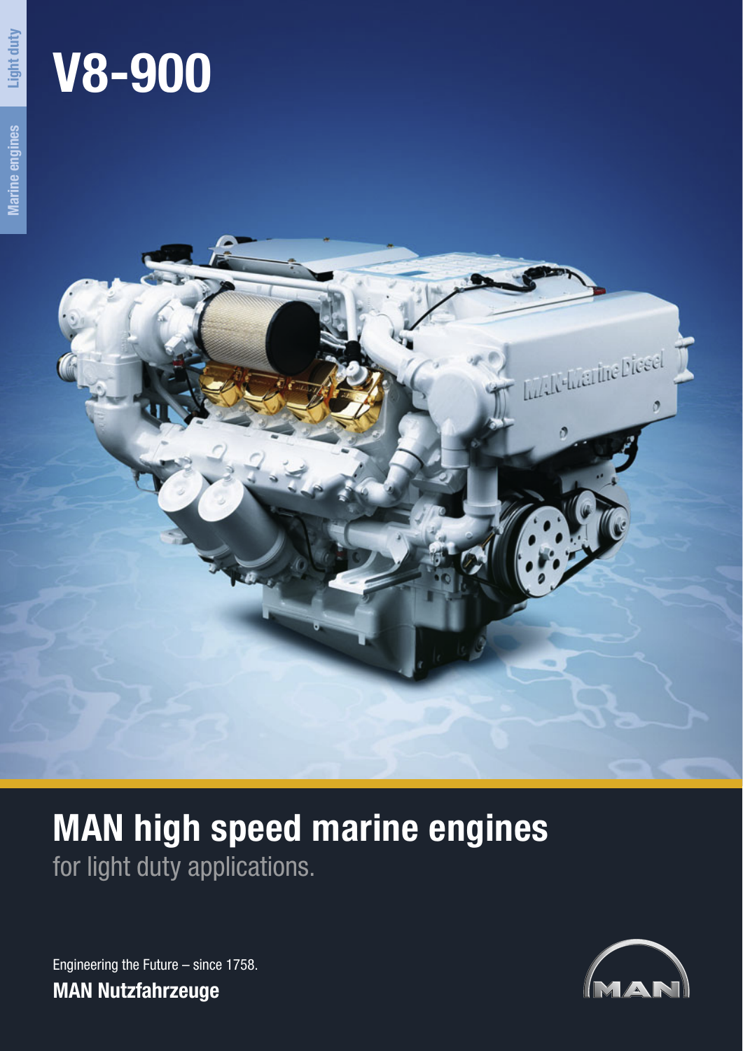Light duty

Marine engines

# V8-900

## MAN high speed marine engines

for light duty applications.

Engineering the Future – since 1758.

**MAN Nutzfahrzeuge**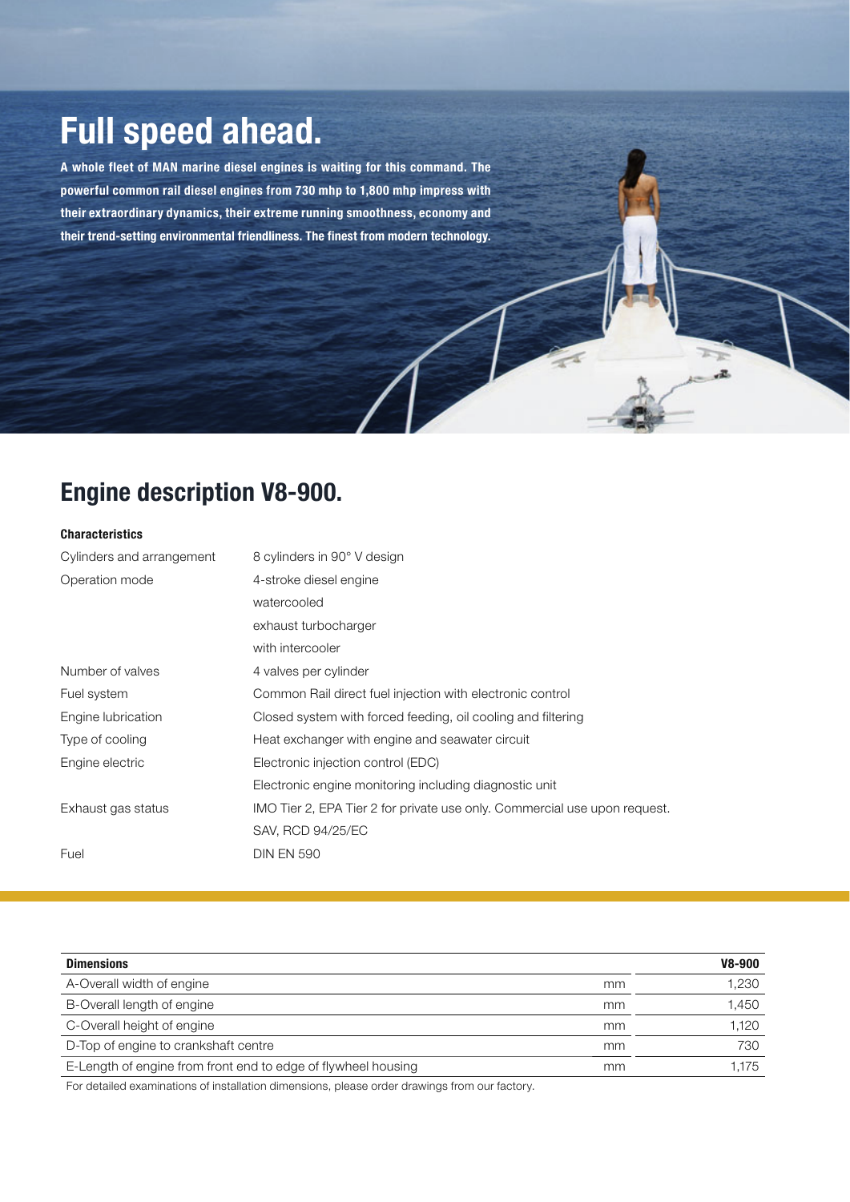# Full speed ahead.

**A whole fleet of MAN marine diesel engines is waiting for this command. The powerful common rail diesel engines from 730 mhp to 1,800 mhp impress with their extraordinary dynamics, their extreme running smoothness, economy and their trend-setting environmental friendliness. The finest from modern technology.**

## Engine description V8-900.

**Characteristics**

| | |
|---|---|
| Cylinders and arrangement | 8 cylinders in 90° V design |
| Operation mode | 4-stroke diesel engine |
| | watercooled |
| | exhaust turbocharger |
| | with intercooler |
| Number of valves | 4 valves per cylinder |
| Fuel system | Common Rail direct fuel injection with electronic control |
| Engine lubrication | Closed system with forced feeding, oil cooling and filtering |
| Type of cooling | Heat exchanger with engine and seawater circuit |
| Engine electric | Electronic injection control (EDC) |
| | Electronic engine monitoring including diagnostic unit |
| Exhaust gas status | IMO Tier 2, EPA Tier 2 for private use only. Commercial use upon request. |
| | SAV, RCD 94/25/EC |
| Fuel | DIN EN 590 |

| **Dimensions** | | **V8-900** |
|---|---|---|
| A-Overall width of engine | mm | 1,230 |
| B-Overall length of engine | mm | 1,450 |
| C-Overall height of engine | mm | 1,120 |
| D-Top of engine to crankshaft centre | mm | 730 |
| E-Length of engine from front end to edge of flywheel housing | mm | 1,175 |

For detailed examinations of installation dimensions, please order drawings from our factory.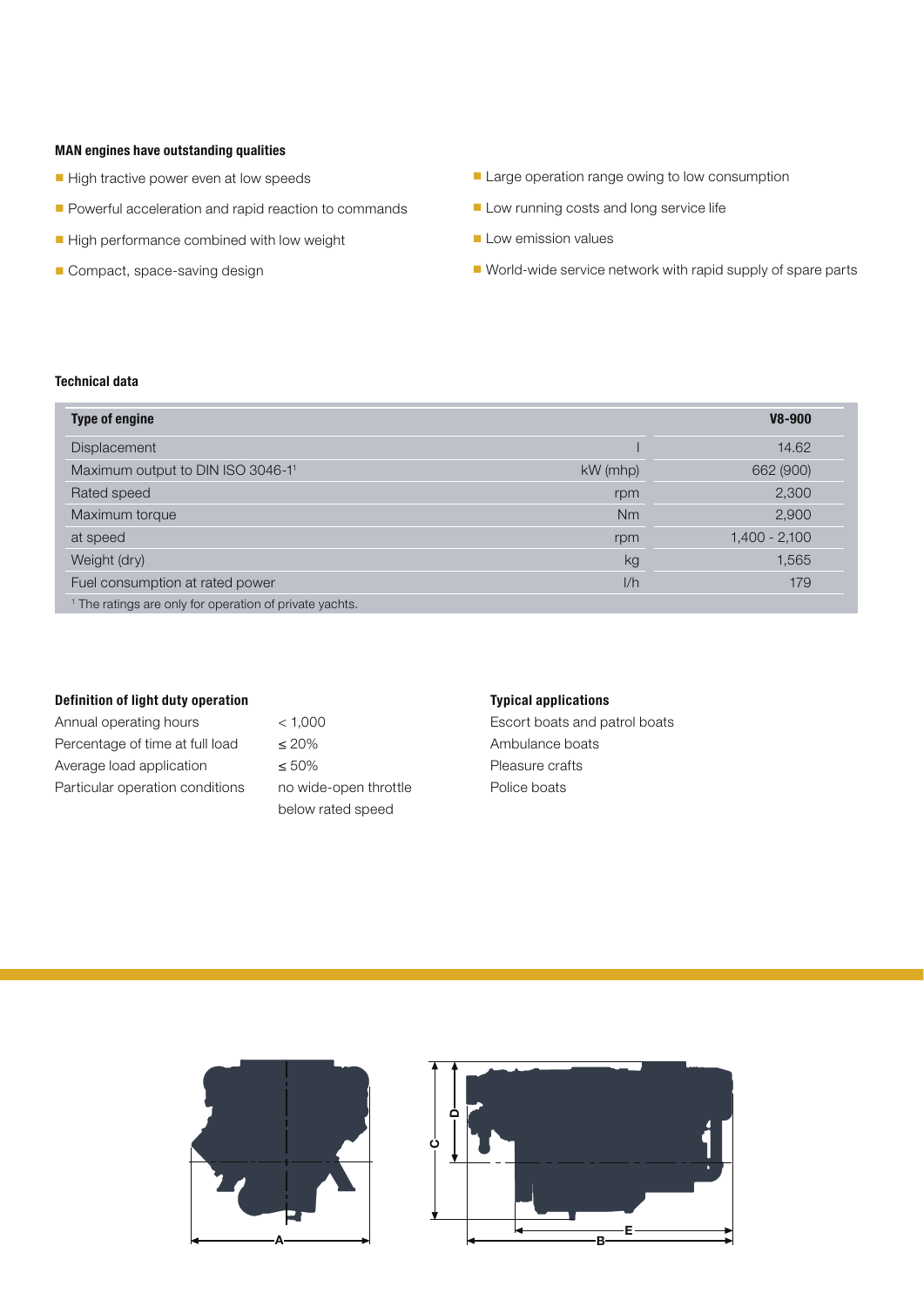**MAN engines have outstanding qualities**

- High tractive power even at low speeds
- Powerful acceleration and rapid reaction to commands
- High performance combined with low weight
- Compact, space-saving design
- Large operation range owing to low consumption
- Low running costs and long service life
- Low emission values
- World-wide service network with rapid supply of spare parts

**Technical data**

| Type of engine | | V8-900 |
|---|---|---|
| Displacement | l | 14.62 |
| Maximum output to DIN ISO 3046-1[1] | kW (mhp) | 662 (900) |
| Rated speed | rpm | 2,300 |
| Maximum torque | Nm | 2,900 |
| at speed | rpm | 1,400 - 2,100 |
| Weight (dry) | kg | 1,565 |
| Fuel consumption at rated power | l/h | 179 |

[1] The ratings are only for operation of private yachts.

**Definition of light duty operation**

| | |
|---|---|
| Annual operating hours | < 1,000 |
| Percentage of time at full load | ≤ 20% |
| Average load application | ≤ 50% |
| Particular operation conditions | no wide-open throttle below rated speed |

**Typical applications**

Escort boats and patrol boats
Ambulance boats
Pleasure crafts
Police boats

A

D
C
E
B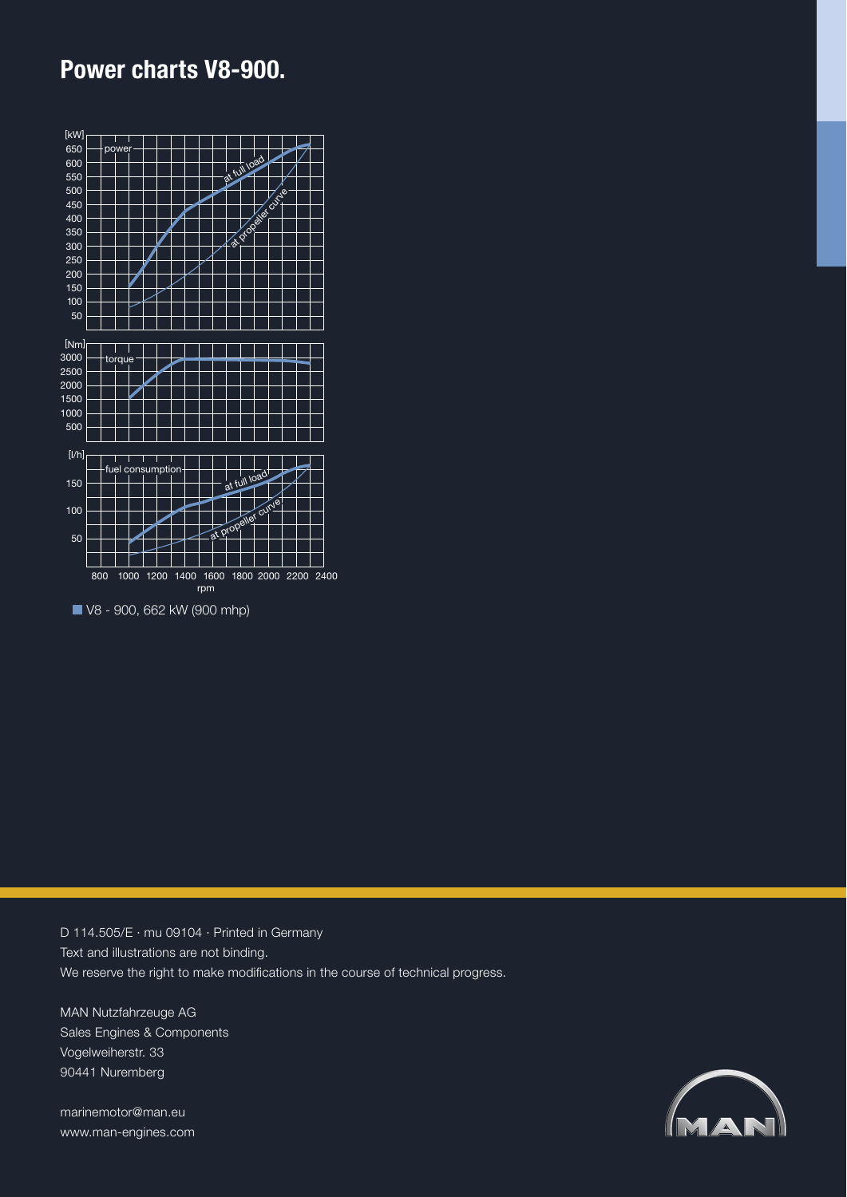# Power charts V8-900.

[kW]
650
600
550
500
450
400
350
300
250
200
150
100
50

power

at full load

at propeller curve

[Nm]
3000
2500
2000
1500
1000
500

torque

[l/h]
150
100
50

fuel consumption

at full load

at propeller curve

800 1000 1200 1400 1600 1800 2000 2200 2400

rpm

V8 - 900, 662 kW (900 mhp)

D 114.505/E · mu 09104 · Printed in Germany
Text and illustrations are not binding.
We reserve the right to make modifications in the course of technical progress.

MAN Nutzfahrzeuge AG
Sales Engines & Components
Vogelweiherstr. 33
90441 Nuremberg

marinemotor@man.eu
www.man-engines.com

MAN